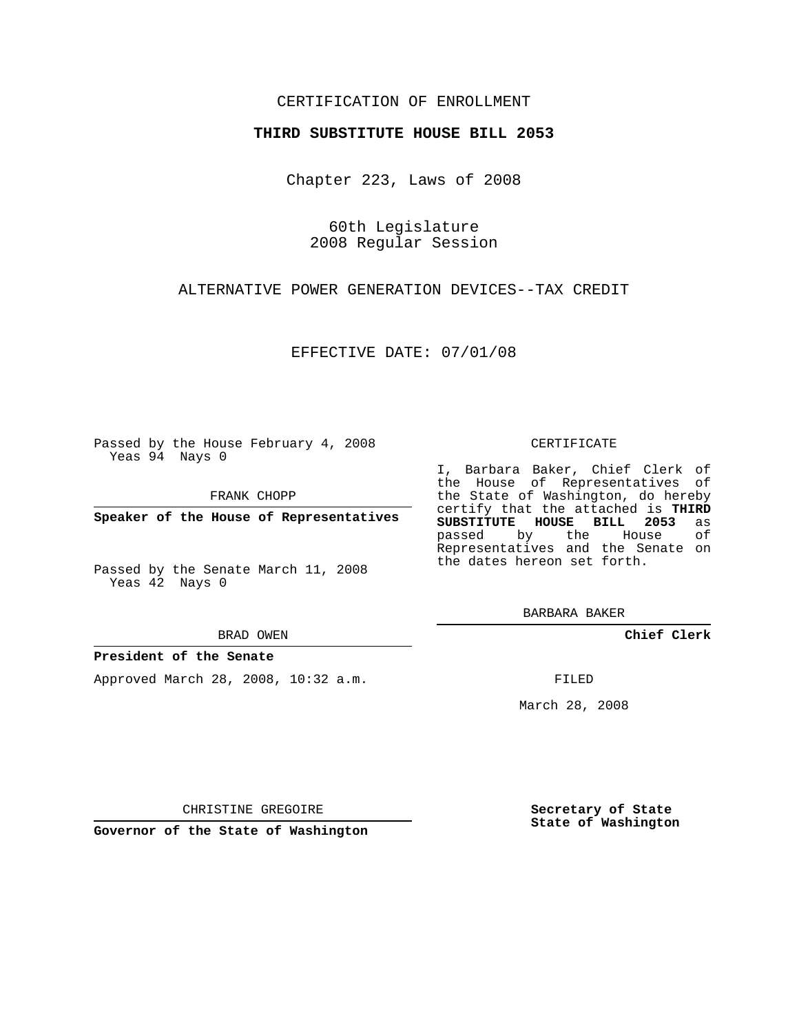CERTIFICATION OF ENROLLMENT

**THIRD SUBSTITUTE HOUSE BILL 2053**

Chapter 223, Laws of 2008

60th Legislature
2008 Regular Session

ALTERNATIVE POWER GENERATION DEVICES--TAX CREDIT

EFFECTIVE DATE: 07/01/08

Passed by the House February 4, 2008
Yeas 94 Nays 0

FRANK CHOPP

**Speaker of the House of Representatives**

Passed by the Senate March 11, 2008
Yeas 42 Nays 0

BRAD OWEN

**President of the Senate**

Approved March 28, 2008, 10:32 a.m.

CHRISTINE GREGOIRE

**Governor of the State of Washington**

CERTIFICATE

I, Barbara Baker, Chief Clerk of the House of Representatives of the State of Washington, do hereby certify that the attached is **THIRD SUBSTITUTE HOUSE BILL 2053** as passed by the House of Representatives and the Senate on the dates hereon set forth.

BARBARA BAKER

**Chief Clerk**

FILED

March 28, 2008

**Secretary of State**
**State of Washington**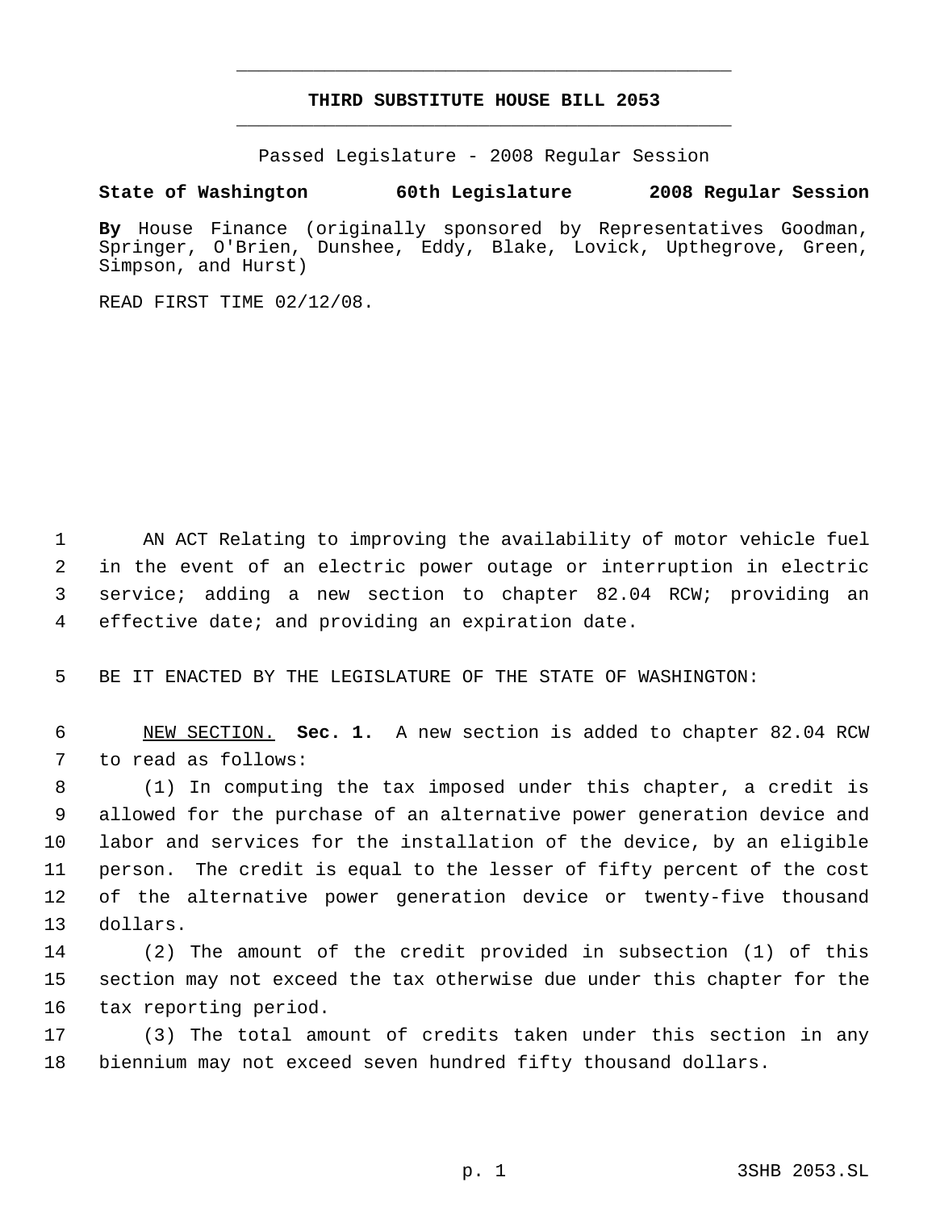# THIRD SUBSTITUTE HOUSE BILL 2053

Passed Legislature - 2008 Regular Session

**State of Washington 60th Legislature 2008 Regular Session**

**By** House Finance (originally sponsored by Representatives Goodman, Springer, O'Brien, Dunshee, Eddy, Blake, Lovick, Upthegrove, Green, Simpson, and Hurst)

READ FIRST TIME 02/12/08.

AN ACT Relating to improving the availability of motor vehicle fuel in the event of an electric power outage or interruption in electric service; adding a new section to chapter 82.04 RCW; providing an effective date; and providing an expiration date.

BE IT ENACTED BY THE LEGISLATURE OF THE STATE OF WASHINGTON:

NEW SECTION. **Sec. 1.** A new section is added to chapter 82.04 RCW to read as follows:

(1) In computing the tax imposed under this chapter, a credit is allowed for the purchase of an alternative power generation device and labor and services for the installation of the device, by an eligible person. The credit is equal to the lesser of fifty percent of the cost of the alternative power generation device or twenty-five thousand dollars.

(2) The amount of the credit provided in subsection (1) of this section may not exceed the tax otherwise due under this chapter for the tax reporting period.

(3) The total amount of credits taken under this section in any biennium may not exceed seven hundred fifty thousand dollars.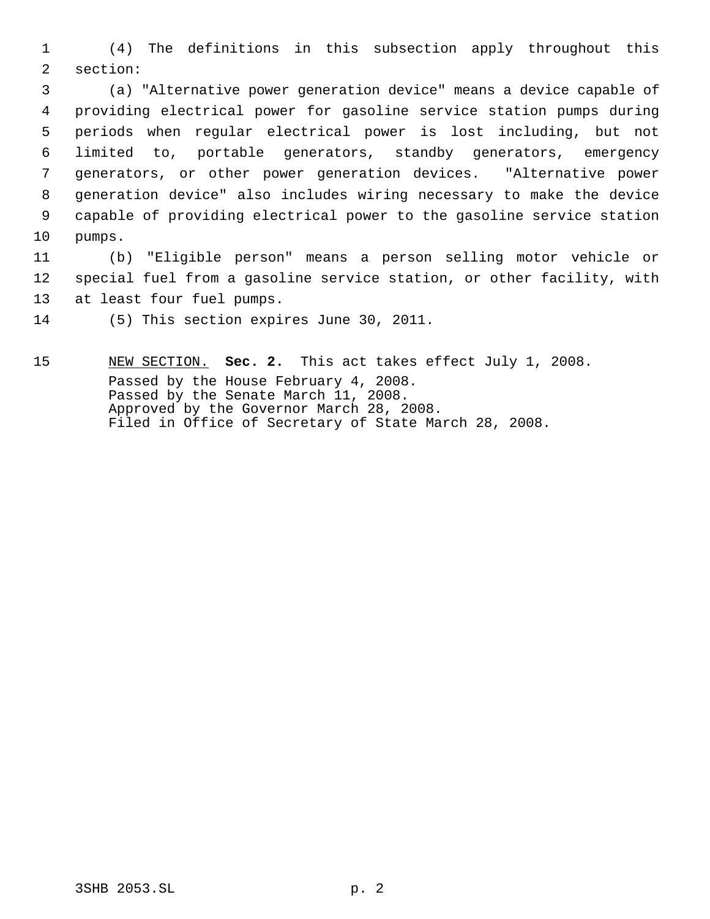(4) The definitions in this subsection apply throughout this section:

(a) "Alternative power generation device" means a device capable of providing electrical power for gasoline service station pumps during periods when regular electrical power is lost including, but not limited to, portable generators, standby generators, emergency generators, or other power generation devices. "Alternative power generation device" also includes wiring necessary to make the device capable of providing electrical power to the gasoline service station pumps.

(b) "Eligible person" means a person selling motor vehicle or special fuel from a gasoline service station, or other facility, with at least four fuel pumps.

(5) This section expires June 30, 2011.

NEW SECTION. **Sec. 2.** This act takes effect July 1, 2008.

Passed by the House February 4, 2008.
Passed by the Senate March 11, 2008.
Approved by the Governor March 28, 2008.
Filed in Office of Secretary of State March 28, 2008.